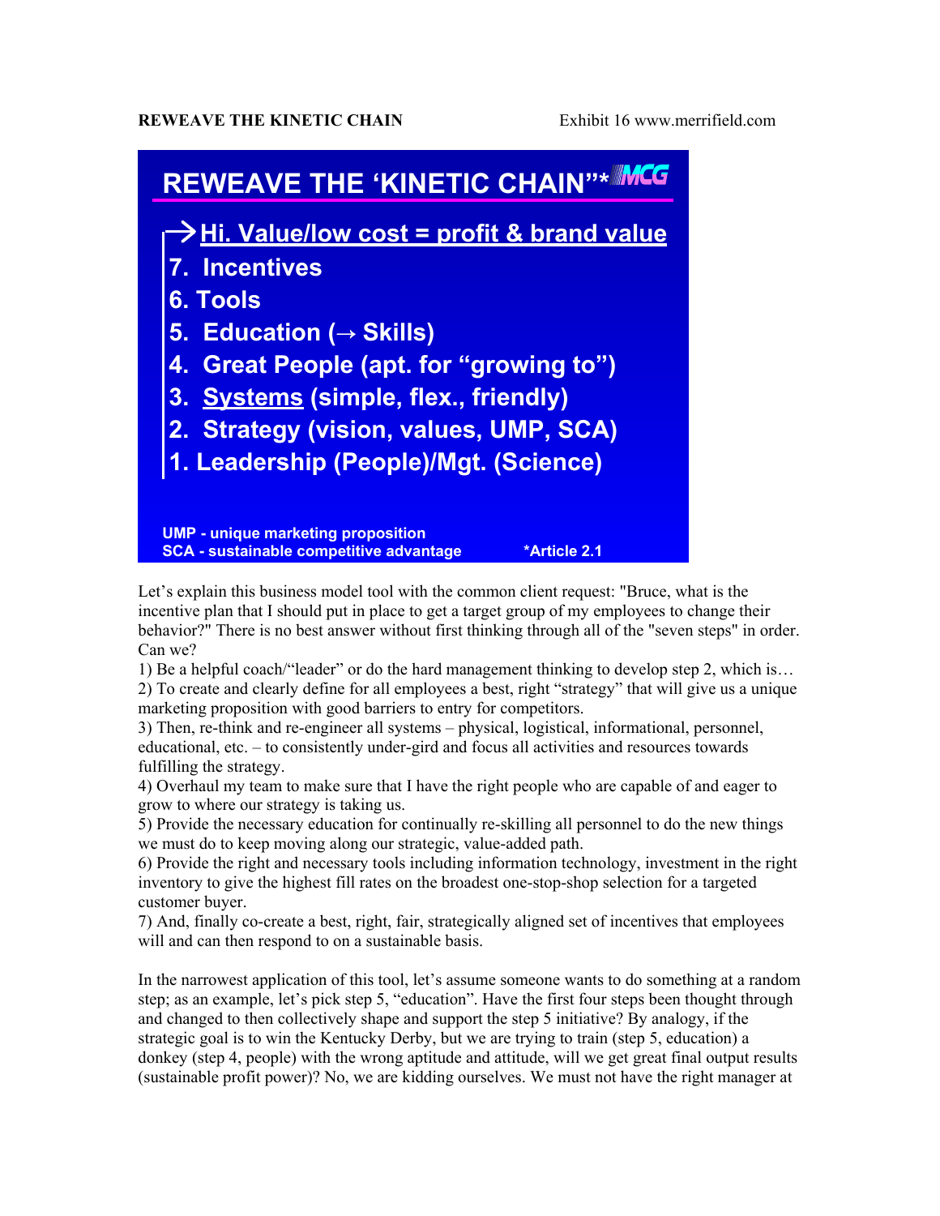**REWEAVE THE KINETIC CHAIN** Exhibit 16 www.merrifield.com

## REWEAVE THE ‘KINETIC CHAIN”* MCG

→ **Hi. Value/low cost = profit & brand value**

7. Incentives
6. Tools
5. Education (→ Skills)
4. Great People (apt. for “growing to”)
3. Systems (simple, flex., friendly)
2. Strategy (vision, values, UMP, SCA)
1. Leadership (People)/Mgt. (Science)

UMP - unique marketing proposition
SCA - sustainable competitive advantage *Article 2.1

Let’s explain this business model tool with the common client request: "Bruce, what is the incentive plan that I should put in place to get a target group of my employees to change their behavior?" There is no best answer without first thinking through all of the "seven steps" in order. Can we?

1) Be a helpful coach/“leader” or do the hard management thinking to develop step 2, which is…
2) To create and clearly define for all employees a best, right “strategy” that will give us a unique marketing proposition with good barriers to entry for competitors.
3) Then, re-think and re-engineer all systems – physical, logistical, informational, personnel, educational, etc. – to consistently under-gird and focus all activities and resources towards fulfilling the strategy.
4) Overhaul my team to make sure that I have the right people who are capable of and eager to grow to where our strategy is taking us.
5) Provide the necessary education for continually re-skilling all personnel to do the new things we must do to keep moving along our strategic, value-added path.
6) Provide the right and necessary tools including information technology, investment in the right inventory to give the highest fill rates on the broadest one-stop-shop selection for a targeted customer buyer.
7) And, finally co-create a best, right, fair, strategically aligned set of incentives that employees will and can then respond to on a sustainable basis.

In the narrowest application of this tool, let’s assume someone wants to do something at a random step; as an example, let’s pick step 5, “education”. Have the first four steps been thought through and changed to then collectively shape and support the step 5 initiative? By analogy, if the strategic goal is to win the Kentucky Derby, but we are trying to train (step 5, education) a donkey (step 4, people) with the wrong aptitude and attitude, will we get great final output results (sustainable profit power)? No, we are kidding ourselves. We must not have the right manager at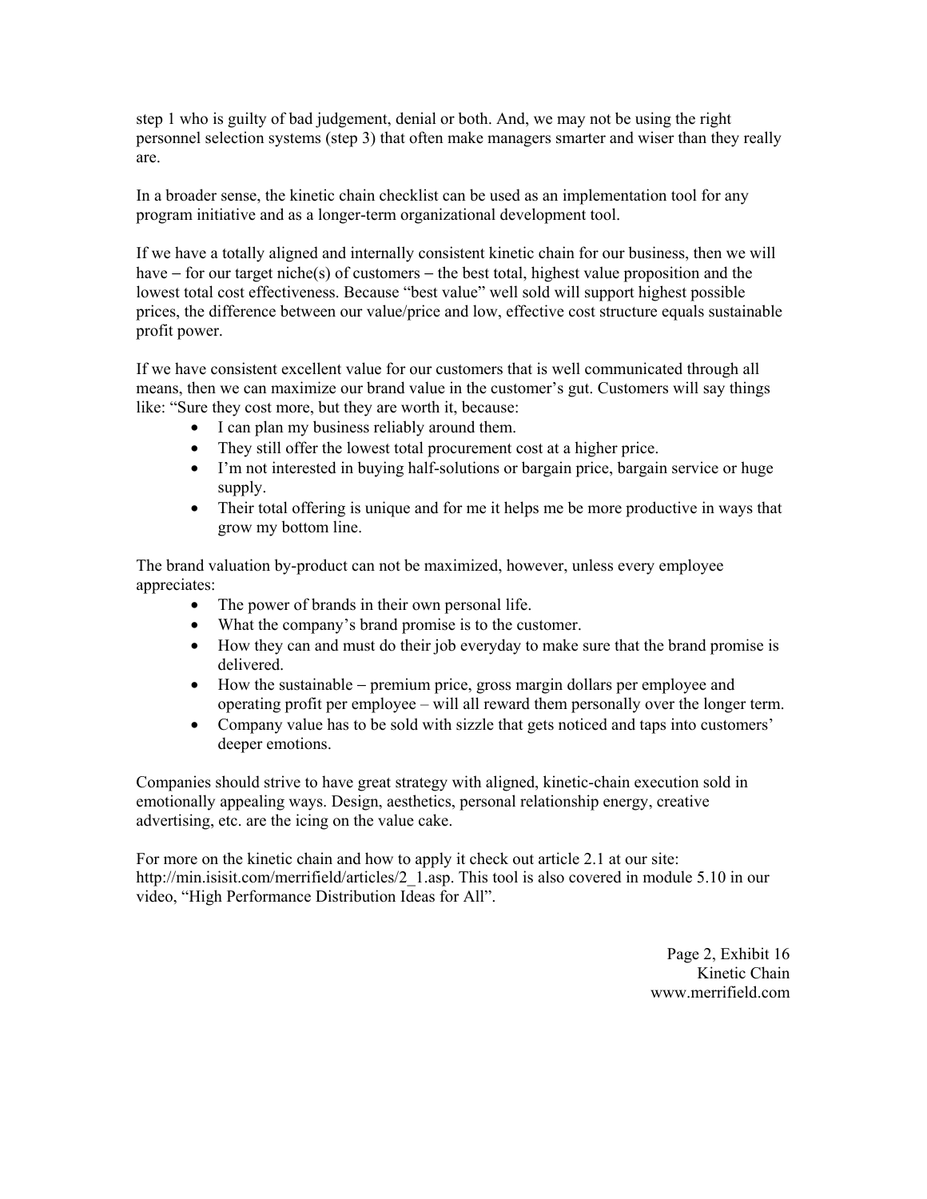step 1 who is guilty of bad judgement, denial or both. And, we may not be using the right personnel selection systems (step 3) that often make managers smarter and wiser than they really are.

In a broader sense, the kinetic chain checklist can be used as an implementation tool for any program initiative and as a longer-term organizational development tool.

If we have a totally aligned and internally consistent kinetic chain for our business, then we will have – for our target niche(s) of customers – the best total, highest value proposition and the lowest total cost effectiveness. Because "best value" well sold will support highest possible prices, the difference between our value/price and low, effective cost structure equals sustainable profit power.

If we have consistent excellent value for our customers that is well communicated through all means, then we can maximize our brand value in the customer's gut. Customers will say things like: "Sure they cost more, but they are worth it, because:

- I can plan my business reliably around them.
- They still offer the lowest total procurement cost at a higher price.
- I'm not interested in buying half-solutions or bargain price, bargain service or huge supply.
- Their total offering is unique and for me it helps me be more productive in ways that grow my bottom line.

The brand valuation by-product can not be maximized, however, unless every employee appreciates:

- The power of brands in their own personal life.
- What the company's brand promise is to the customer.
- How they can and must do their job everyday to make sure that the brand promise is delivered.
- How the sustainable – premium price, gross margin dollars per employee and operating profit per employee – will all reward them personally over the longer term.
- Company value has to be sold with sizzle that gets noticed and taps into customers' deeper emotions.

Companies should strive to have great strategy with aligned, kinetic-chain execution sold in emotionally appealing ways. Design, aesthetics, personal relationship energy, creative advertising, etc. are the icing on the value cake.

For more on the kinetic chain and how to apply it check out article 2.1 at our site: http://min.isisit.com/merrifield/articles/2_1.asp. This tool is also covered in module 5.10 in our video, "High Performance Distribution Ideas for All".

Page 2, Exhibit 16
Kinetic Chain
www.merrifield.com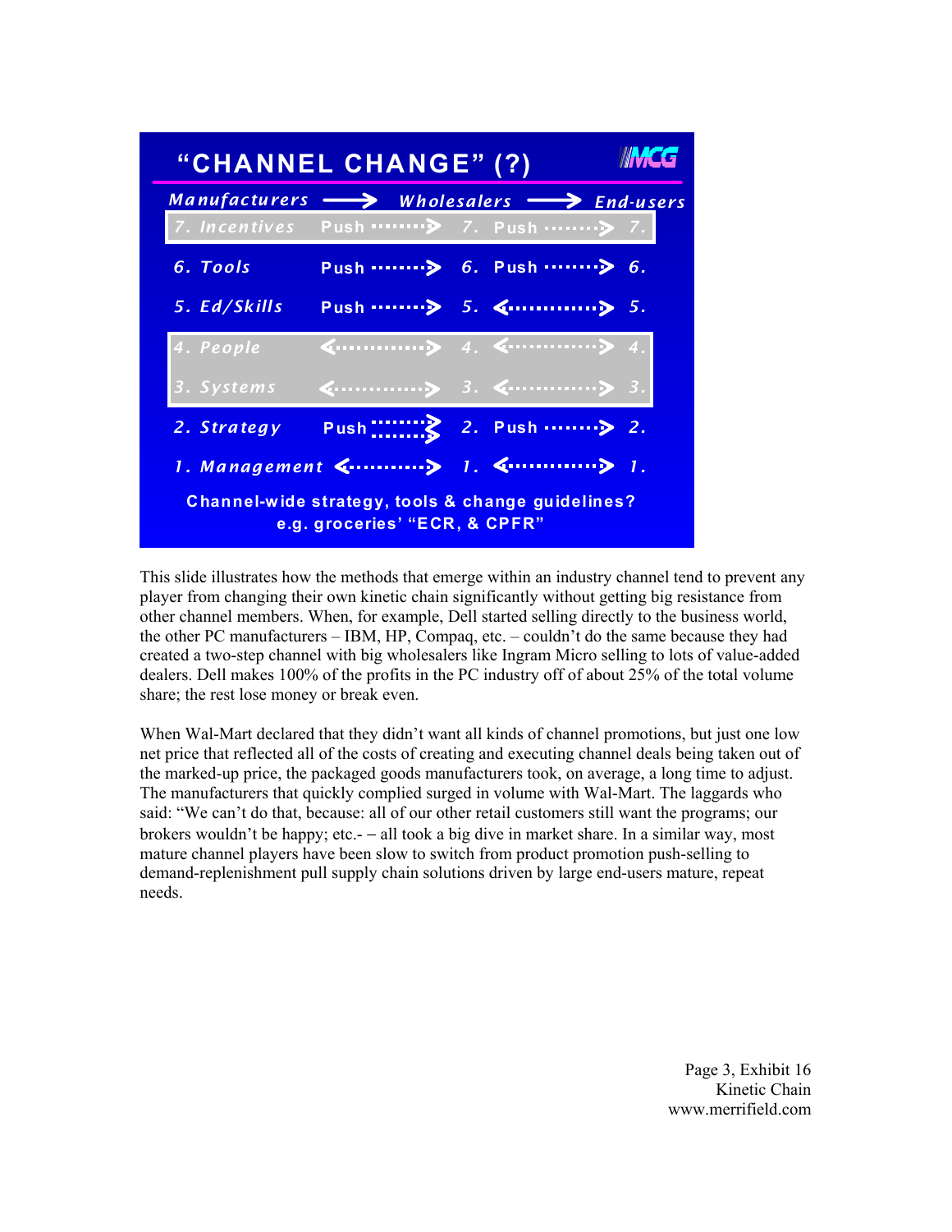## "CHANNEL CHANGE" (?)

MCG

| Manufacturers | → | Wholesalers | → | End-users |
|---|---|---|---|---|
| 7. Incentives | Push ········> | 7. | Push ········> | 7. |
| 6. Tools | Push ········> | 6. | Push ········> | 6. |
| 5. Ed/Skills | Push ········> | 5. | <·············> | 5. |
| 4. People | <·············> | 4. | <·············> | 4. |
| 3. Systems | <·············> | 3. | <·············> | 3. |
| 2. Strategy | Push ········> | 2. | Push ········> | 2. |
| 1. Management | <···········> | 1. | <·············> | 1. |

**Channel-wide strategy, tools & change guidelines?**
**e.g. groceries' "ECR, & CPFR"**

This slide illustrates how the methods that emerge within an industry channel tend to prevent any player from changing their own kinetic chain significantly without getting big resistance from other channel members. When, for example, Dell started selling directly to the business world, the other PC manufacturers – IBM, HP, Compaq, etc. – couldn't do the same because they had created a two-step channel with big wholesalers like Ingram Micro selling to lots of value-added dealers. Dell makes 100% of the profits in the PC industry off of about 25% of the total volume share; the rest lose money or break even.

When Wal-Mart declared that they didn't want all kinds of channel promotions, but just one low net price that reflected all of the costs of creating and executing channel deals being taken out of the marked-up price, the packaged goods manufacturers took, on average, a long time to adjust. The manufacturers that quickly complied surged in volume with Wal-Mart. The laggards who said: "We can't do that, because: all of our other retail customers still want the programs; our brokers wouldn't be happy; etc.- – all took a big dive in market share. In a similar way, most mature channel players have been slow to switch from product promotion push-selling to demand-replenishment pull supply chain solutions driven by large end-users mature, repeat needs.